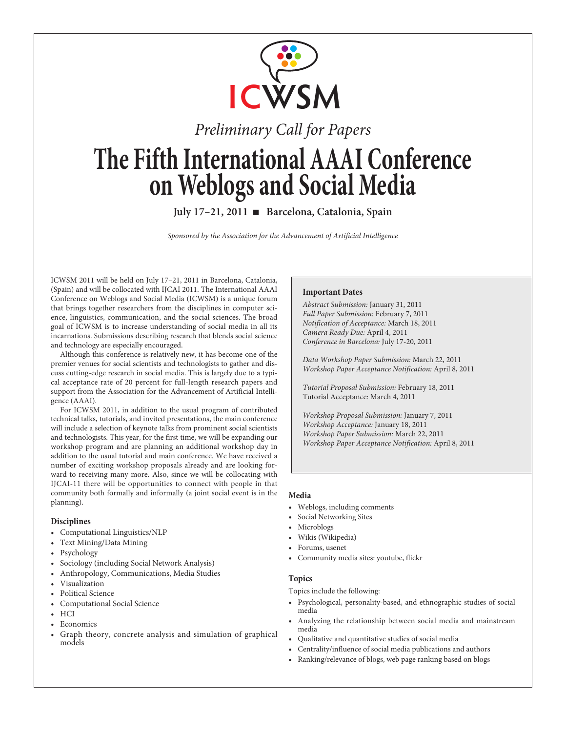# ICWSM

*Preliminary Call for Papers*

# The Fifth International AAAI Conference on Weblogs and Social Media

**July 17–21, 2011 ■ Barcelona, Catalonia, Spain**

*Sponsored by the Association for the Advancement of Artificial Intelligence*

ICWSM 2011 will be held on July 17–21, 2011 in Barcelona, Catalonia, (Spain) and will be collocated with IJCAI 2011. The International AAAI Conference on Weblogs and Social Media (ICWSM) is a unique forum that brings together researchers from the disciplines in computer science, linguistics, communication, and the social sciences. The broad goal of ICWSM is to increase understanding of social media in all its incarnations. Submissions describing research that blends social science and technology are especially encouraged.

Although this conference is relatively new, it has become one of the premier venues for social scientists and technologists to gather and discuss cutting-edge research in social media. This is largely due to a typical acceptance rate of 20 percent for full-length research papers and support from the Association for the Advancement of Artificial Intelligence (AAAI).

For ICWSM 2011, in addition to the usual program of contributed technical talks, tutorials, and invited presentations, the main conference will include a selection of keynote talks from prominent social scientists and technologists. This year, for the first time, we will be expanding our workshop program and are planning an additional workshop day in addition to the usual tutorial and main conference. We have received a number of exciting workshop proposals already and are looking forward to receiving many more. Also, since we will be collocating with IJCAI-11 there will be opportunities to connect with people in that community both formally and informally (a joint social event is in the planning).

### Disciplines

- Computational Linguistics/NLP
- Text Mining/Data Mining
- Psychology
- Sociology (including Social Network Analysis)
- Anthropology, Communications, Media Studies
- Visualization
- Political Science
- Computational Social Science
- HCI
- Economics
- Graph theory, concrete analysis and simulation of graphical models

### Important Dates

*Abstract Submission:* January 31, 2011
*Full Paper Submission:* February 7, 2011
*Notification of Acceptance:* March 18, 2011
*Camera Ready Due:* April 4, 2011
*Conference in Barcelona:* July 17-20, 2011

*Data Workshop Paper Submission:* March 22, 2011
*Workshop Paper Acceptance Notification:* April 8, 2011

*Tutorial Proposal Submission:* February 18, 2011
Tutorial Acceptance: March 4, 2011

*Workshop Proposal Submission:* January 7, 2011
*Workshop Acceptance:* January 18, 2011
*Workshop Paper Submission:* March 22, 2011
*Workshop Paper Acceptance Notification:* April 8, 2011

### Media

- Weblogs, including comments
- Social Networking Sites
- Microblogs
- Wikis (Wikipedia)
- Forums, usenet
- Community media sites: youtube, flickr

### Topics

Topics include the following:

- Psychological, personality-based, and ethnographic studies of social media
- Analyzing the relationship between social media and mainstream media
- Qualitative and quantitative studies of social media
- Centrality/influence of social media publications and authors
- Ranking/relevance of blogs, web page ranking based on blogs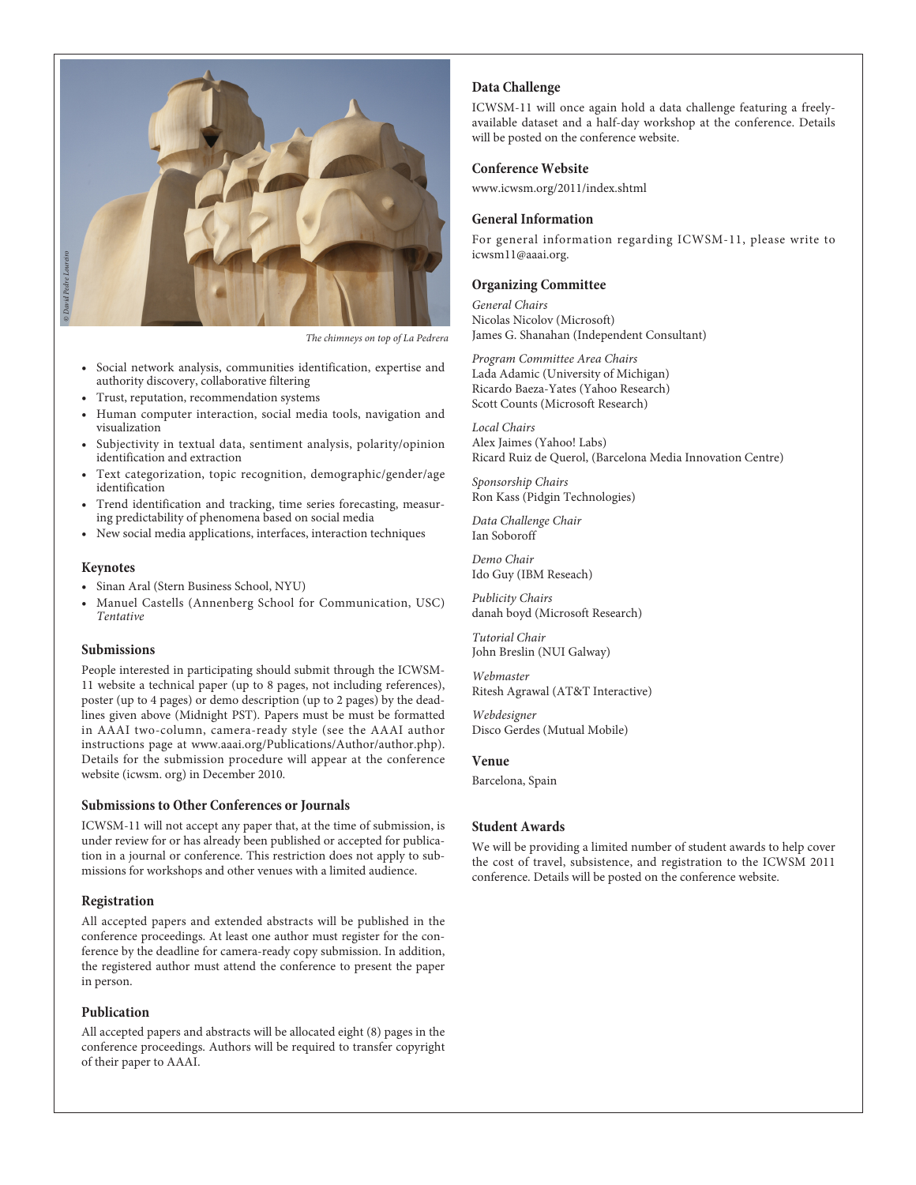The chimneys on top of La Pedrera

- Social network analysis, communities identification, expertise and authority discovery, collaborative filtering
- Trust, reputation, recommendation systems
- Human computer interaction, social media tools, navigation and visualization
- Subjectivity in textual data, sentiment analysis, polarity/opinion identification and extraction
- Text categorization, topic recognition, demographic/gender/age identification
- Trend identification and tracking, time series forecasting, measuring predictability of phenomena based on social media
- New social media applications, interfaces, interaction techniques

### Keynotes

- Sinan Aral (Stern Business School, NYU)
- Manuel Castells (Annenberg School for Communication, USC) *Tentative*

### Submissions

People interested in participating should submit through the ICWSM-11 website a technical paper (up to 8 pages, not including references), poster (up to 4 pages) or demo description (up to 2 pages) by the deadlines given above (Midnight PST). Papers must be must be formatted in AAAI two-column, camera-ready style (see the AAAI author instructions page at www.aaai.org/Publications/Author/author.php). Details for the submission procedure will appear at the conference website (icwsm. org) in December 2010.

### Submissions to Other Conferences or Journals

ICWSM-11 will not accept any paper that, at the time of submission, is under review for or has already been published or accepted for publication in a journal or conference. This restriction does not apply to submissions for workshops and other venues with a limited audience.

### Registration

All accepted papers and extended abstracts will be published in the conference proceedings. At least one author must register for the conference by the deadline for camera-ready copy submission. In addition, the registered author must attend the conference to present the paper in person.

### Publication

All accepted papers and abstracts will be allocated eight (8) pages in the conference proceedings. Authors will be required to transfer copyright of their paper to AAAI.

### Data Challenge

ICWSM-11 will once again hold a data challenge featuring a freely-available dataset and a half-day workshop at the conference. Details will be posted on the conference website.

### Conference Website

www.icwsm.org/2011/index.shtml

### General Information

For general information regarding ICWSM-11, please write to icwsm11@aaai.org.

### Organizing Committee

*General Chairs*
Nicolas Nicolov (Microsoft)
James G. Shanahan (Independent Consultant)

*Program Committee Area Chairs*
Lada Adamic (University of Michigan)
Ricardo Baeza-Yates (Yahoo Research)
Scott Counts (Microsoft Research)

*Local Chairs*
Alex Jaimes (Yahoo! Labs)
Ricard Ruiz de Querol, (Barcelona Media Innovation Centre)

*Sponsorship Chairs*
Ron Kass (Pidgin Technologies)

*Data Challenge Chair*
Ian Soboroff

*Demo Chair*
Ido Guy (IBM Reseach)

*Publicity Chairs*
danah boyd (Microsoft Research)

*Tutorial Chair*
John Breslin (NUI Galway)

*Webmaster*
Ritesh Agrawal (AT&T Interactive)

*Webdesigner*
Disco Gerdes (Mutual Mobile)

### Venue

Barcelona, Spain

### Student Awards

We will be providing a limited number of student awards to help cover the cost of travel, subsistence, and registration to the ICWSM 2011 conference. Details will be posted on the conference website.